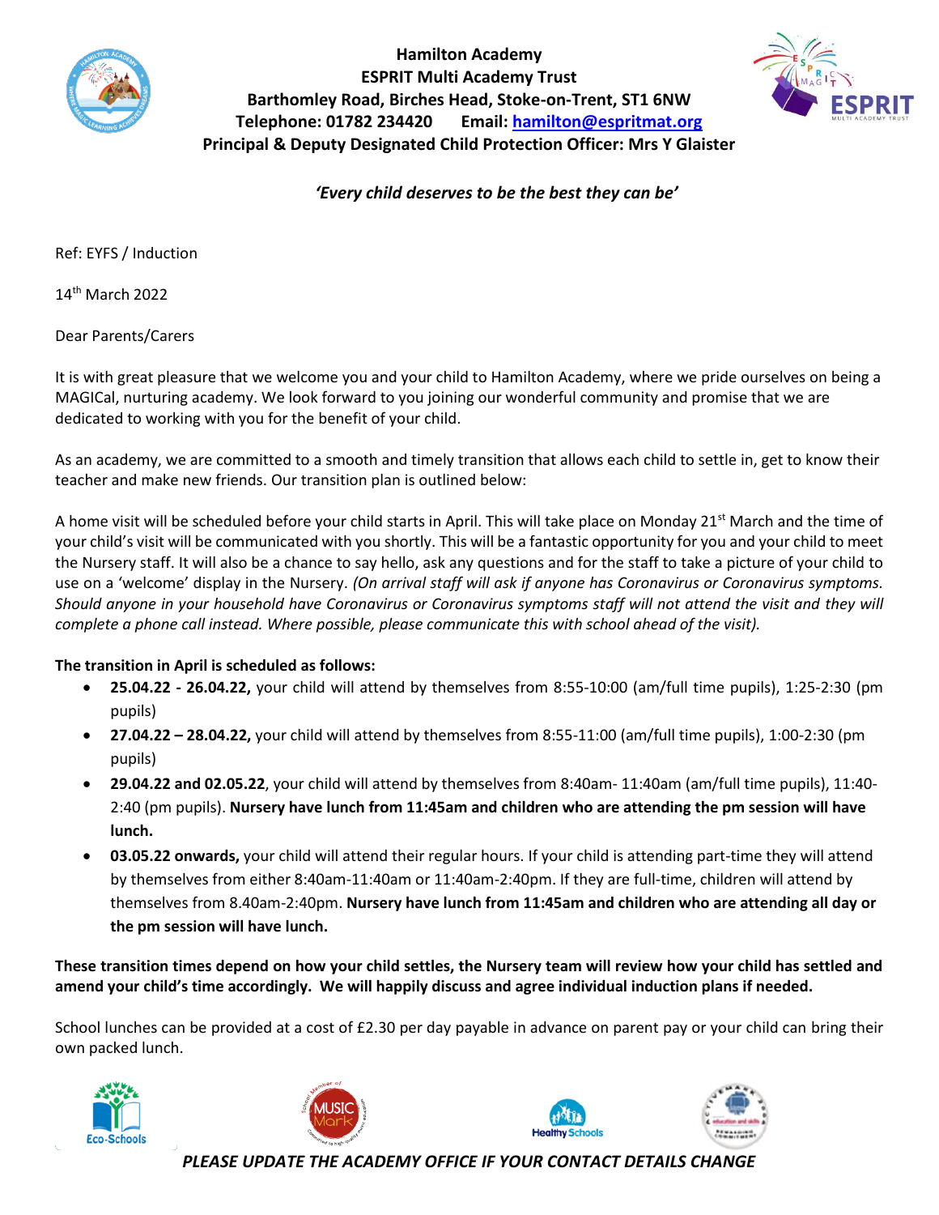**Hamilton Academy**
**ESPRIT Multi Academy Trust**
**Barthomley Road, Birches Head, Stoke-on-Trent, ST1 6NW**
**Telephone: 01782 234420 Email: hamilton@espritmat.org**
**Principal & Deputy Designated Child Protection Officer: Mrs Y Glaister**

***'Every child deserves to be the best they can be'***

Ref: EYFS / Induction

14th March 2022

Dear Parents/Carers

It is with great pleasure that we welcome you and your child to Hamilton Academy, where we pride ourselves on being a MAGICal, nurturing academy. We look forward to you joining our wonderful community and promise that we are dedicated to working with you for the benefit of your child.

As an academy, we are committed to a smooth and timely transition that allows each child to settle in, get to know their teacher and make new friends. Our transition plan is outlined below:

A home visit will be scheduled before your child starts in April. This will take place on Monday 21st March and the time of your child's visit will be communicated with you shortly. This will be a fantastic opportunity for you and your child to meet the Nursery staff. It will also be a chance to say hello, ask any questions and for the staff to take a picture of your child to use on a 'welcome' display in the Nursery. *(On arrival staff will ask if anyone has Coronavirus or Coronavirus symptoms. Should anyone in your household have Coronavirus or Coronavirus symptoms staff will not attend the visit and they will complete a phone call instead. Where possible, please communicate this with school ahead of the visit).*

**The transition in April is scheduled as follows:**

- **25.04.22 - 26.04.22,** your child will attend by themselves from 8:55-10:00 (am/full time pupils), 1:25-2:30 (pm pupils)
- **27.04.22 – 28.04.22,** your child will attend by themselves from 8:55-11:00 (am/full time pupils), 1:00-2:30 (pm pupils)
- **29.04.22 and 02.05.22**, your child will attend by themselves from 8:40am- 11:40am (am/full time pupils), 11:40-2:40 (pm pupils). **Nursery have lunch from 11:45am and children who are attending the pm session will have lunch.**
- **03.05.22 onwards,** your child will attend their regular hours. If your child is attending part-time they will attend by themselves from either 8:40am-11:40am or 11:40am-2:40pm. If they are full-time, children will attend by themselves from 8.40am-2:40pm. **Nursery have lunch from 11:45am and children who are attending all day or the pm session will have lunch.**

**These transition times depend on how your child settles, the Nursery team will review how your child has settled and amend your child's time accordingly. We will happily discuss and agree individual induction plans if needed.**

School lunches can be provided at a cost of £2.30 per day payable in advance on parent pay or your child can bring their own packed lunch.

***PLEASE UPDATE THE ACADEMY OFFICE IF YOUR CONTACT DETAILS CHANGE***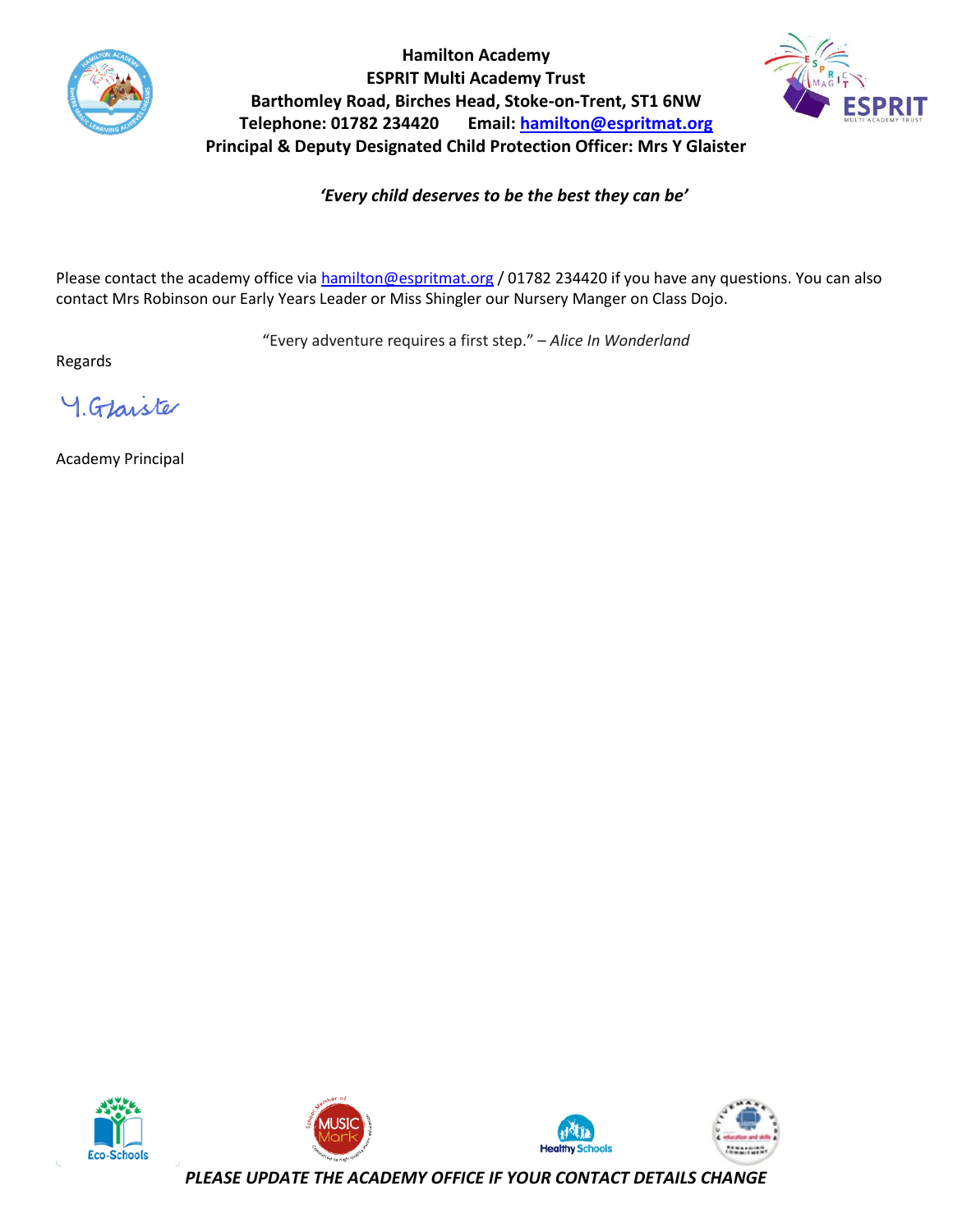**Hamilton Academy**
**ESPRIT Multi Academy Trust**
**Barthomley Road, Birches Head, Stoke-on-Trent, ST1 6NW**
**Telephone: 01782 234420 Email: hamilton@espritmat.org**
**Principal & Deputy Designated Child Protection Officer: Mrs Y Glaister**

***'Every child deserves to be the best they can be'***

Please contact the academy office via hamilton@espritmat.org / 01782 234420 if you have any questions. You can also contact Mrs Robinson our Early Years Leader or Miss Shingler our Nursery Manger on Class Dojo.

"Every adventure requires a first step." – *Alice In Wonderland*

Regards

Y. Glaister

Academy Principal

***PLEASE UPDATE THE ACADEMY OFFICE IF YOUR CONTACT DETAILS CHANGE***